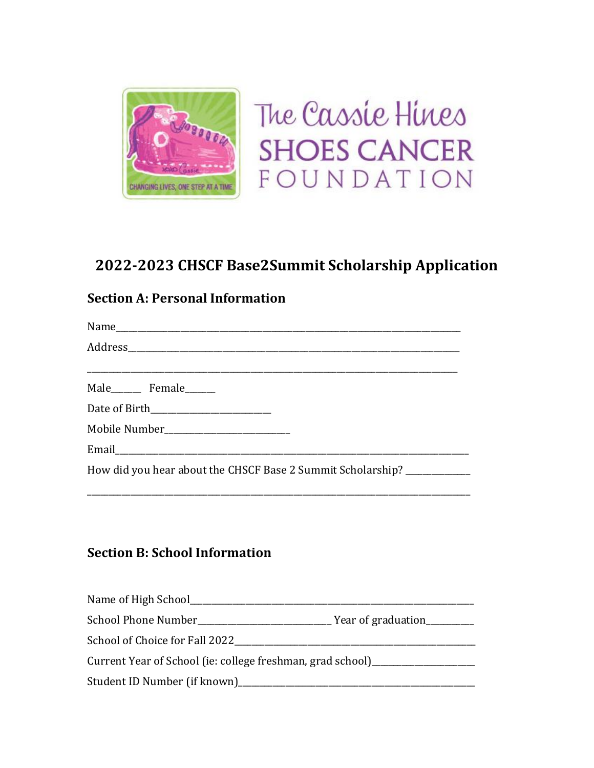The Cassie Hines
SHOES CANCER
FOUNDATION

CHANGING LIVES, ONE STEP AT A TIME

## 2022-2023 CHSCF Base2Summit Scholarship Application

### Section A: Personal Information

Name_______________________________________________________________________________

Address_____________________________________________________________________________

____________________________________________________________________________________

Male______ Female______

Date of Birth__________________________

Mobile Number___________________________

Email_______________________________________________________________________________

How did you hear about the CHSCF Base 2 Summit Scholarship? ______________

____________________________________________________________________________________

### Section B: School Information

Name of High School____________________________________________________________________

School Phone Number______________________________ Year of graduation__________

School of Choice for Fall 2022_________________________________________________________

Current Year of School (ie: college freshman, grad school)______________________

Student ID Number (if known)___________________________________________________________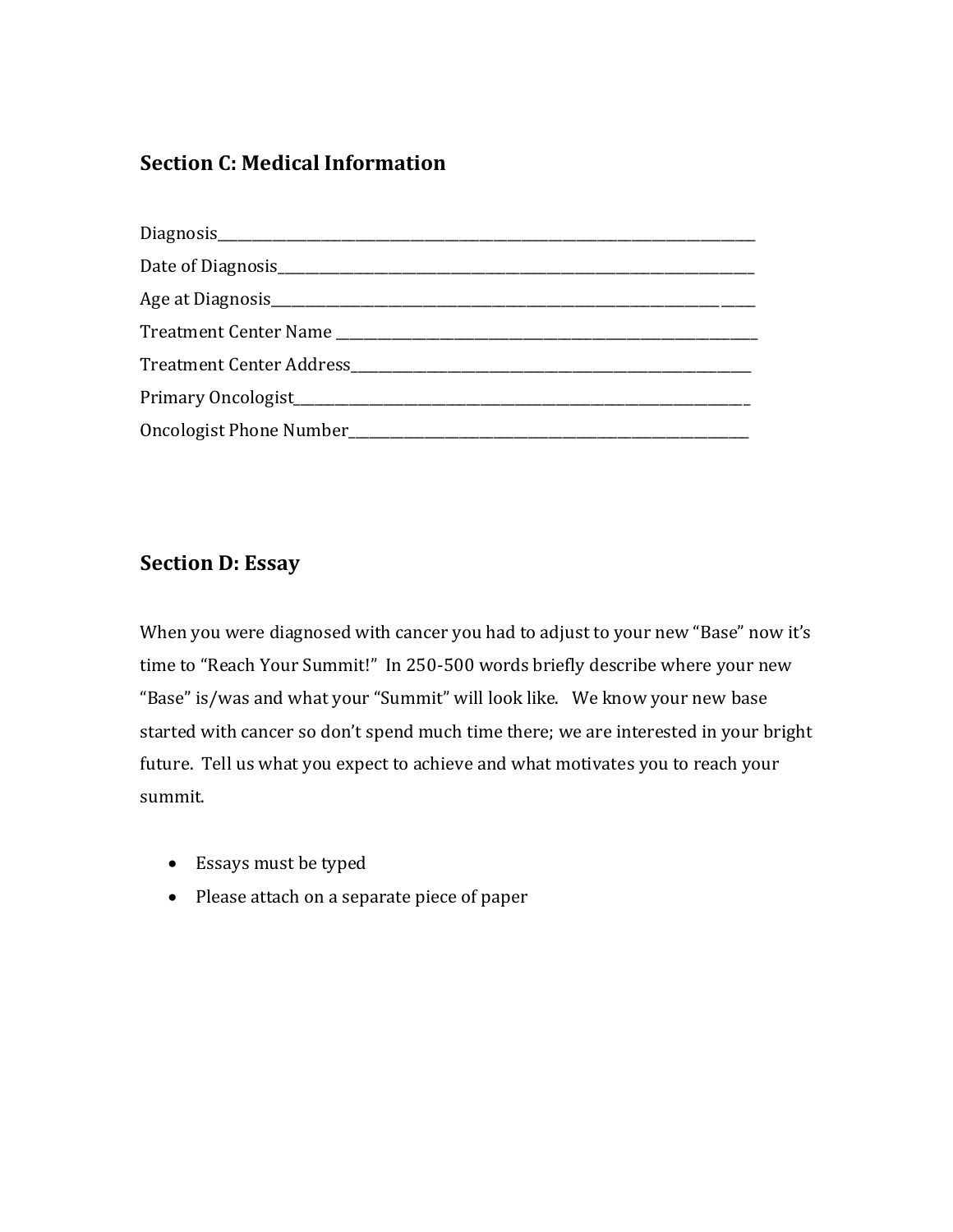## Section C: Medical Information

Diagnosis_______________________________________________________________________________

Date of Diagnosis_________________________________________________________________________

Age at Diagnosis__________________________________________________________________________

Treatment Center Name _____________________________________________________________________

Treatment Center Address___________________________________________________________________

Primary Oncologist________________________________________________________________________

Oncologist Phone Number____________________________________________________________________

## Section D: Essay

When you were diagnosed with cancer you had to adjust to your new "Base" now it's time to "Reach Your Summit!" In 250-500 words briefly describe where your new "Base" is/was and what your "Summit" will look like. We know your new base started with cancer so don't spend much time there; we are interested in your bright future. Tell us what you expect to achieve and what motivates you to reach your summit.

- Essays must be typed
- Please attach on a separate piece of paper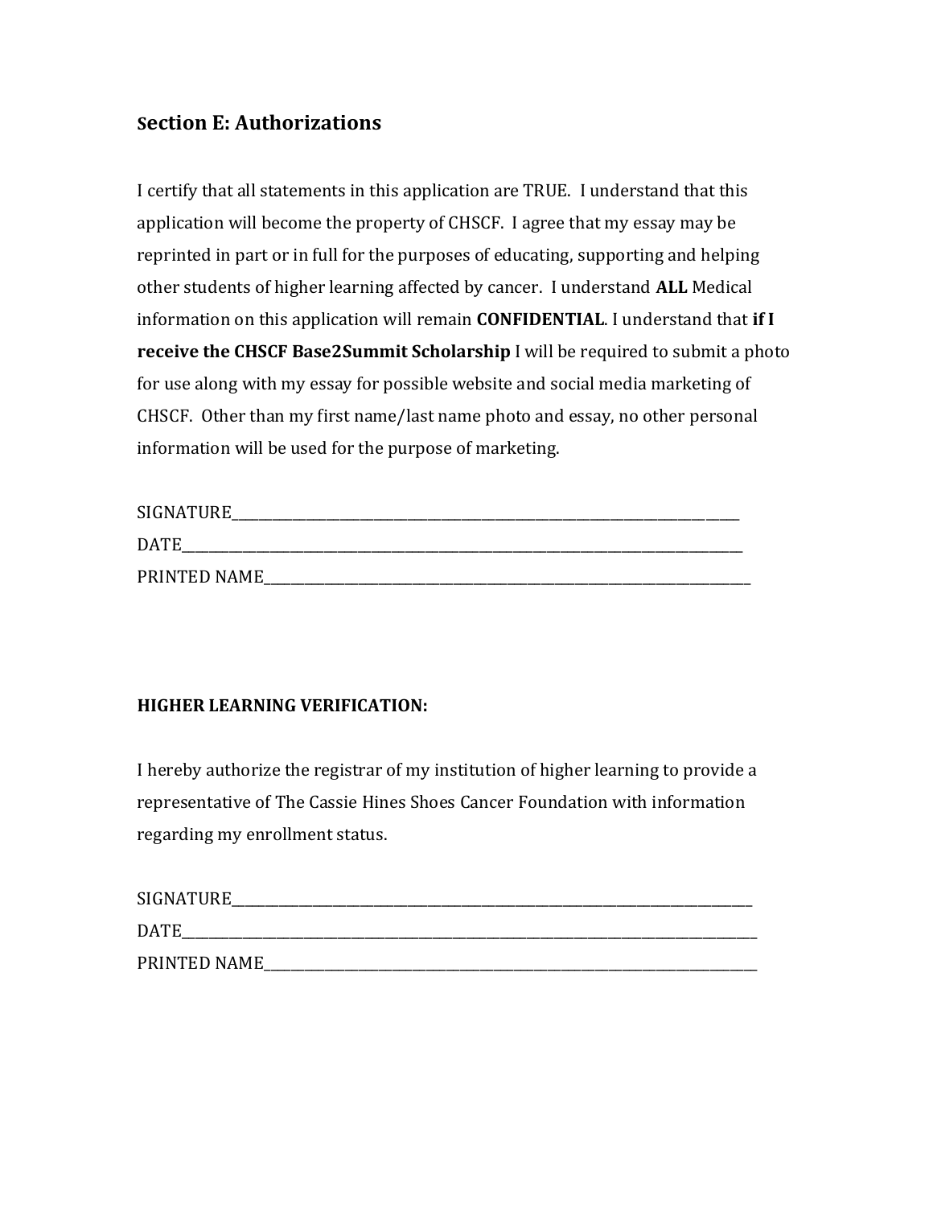## Section E: Authorizations

I certify that all statements in this application are TRUE. I understand that this application will become the property of CHSCF. I agree that my essay may be reprinted in part or in full for the purposes of educating, supporting and helping other students of higher learning affected by cancer. I understand **ALL** Medical information on this application will remain **CONFIDENTIAL**. I understand that **if I receive the CHSCF Base2Summit Scholarship** I will be required to submit a photo for use along with my essay for possible website and social media marketing of CHSCF. Other than my first name/last name photo and essay, no other personal information will be used for the purpose of marketing.

SIGNATURE_______________________________________________________________________________

DATE____________________________________________________________________________________

PRINTED NAME___________________________________________________________________________

**HIGHER LEARNING VERIFICATION:**

I hereby authorize the registrar of my institution of higher learning to provide a representative of The Cassie Hines Shoes Cancer Foundation with information regarding my enrollment status.

SIGNATURE_______________________________________________________________________________

DATE____________________________________________________________________________________

PRINTED NAME___________________________________________________________________________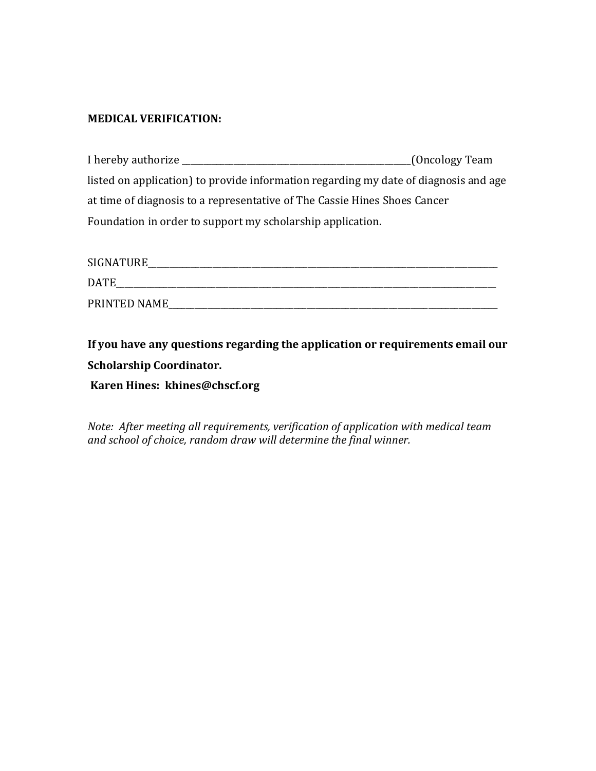**MEDICAL VERIFICATION:**

I hereby authorize ________________________________________________(Oncology Team listed on application) to provide information regarding my date of diagnosis and age at time of diagnosis to a representative of The Cassie Hines Shoes Cancer Foundation in order to support my scholarship application.

SIGNATURE_______________________________________________________________________________

DATE___________________________________________________________________________________

PRINTED NAME___________________________________________________________________________

**If you have any questions regarding the application or requirements email our Scholarship Coordinator.**

**Karen Hines: khines@chscf.org**

*Note: After meeting all requirements, verification of application with medical team and school of choice, random draw will determine the final winner.*